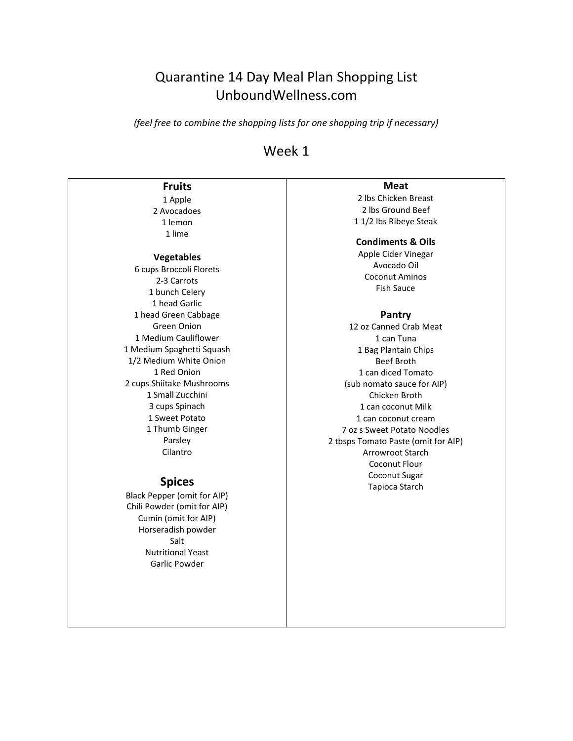# Quarantine 14 Day Meal Plan Shopping List
# UnboundWellness.com

*(feel free to combine the shopping lists for one shopping trip if necessary)*

## Week 1

### Fruits

1 Apple
2 Avocadoes
1 lemon
1 lime

### Vegetables

6 cups Broccoli Florets
2-3 Carrots
1 bunch Celery
1 head Garlic
1 head Green Cabbage
Green Onion
1 Medium Cauliflower
1 Medium Spaghetti Squash
1/2 Medium White Onion
1 Red Onion
2 cups Shiitake Mushrooms
1 Small Zucchini
3 cups Spinach
1 Sweet Potato
1 Thumb Ginger
Parsley
Cilantro

### Spices

Black Pepper (omit for AIP)
Chili Powder (omit for AIP)
Cumin (omit for AIP)
Horseradish powder
Salt
Nutritional Yeast
Garlic Powder

### Meat

2 lbs Chicken Breast
2 lbs Ground Beef
1 1/2 lbs Ribeye Steak

### Condiments & Oils

Apple Cider Vinegar
Avocado Oil
Coconut Aminos
Fish Sauce

### Pantry

12 oz Canned Crab Meat
1 can Tuna
1 Bag Plantain Chips
Beef Broth
1 can diced Tomato
(sub nomato sauce for AIP)
Chicken Broth
1 can coconut Milk
1 can coconut cream
7 oz s Sweet Potato Noodles
2 tbsps Tomato Paste (omit for AIP)
Arrowroot Starch
Coconut Flour
Coconut Sugar
Tapioca Starch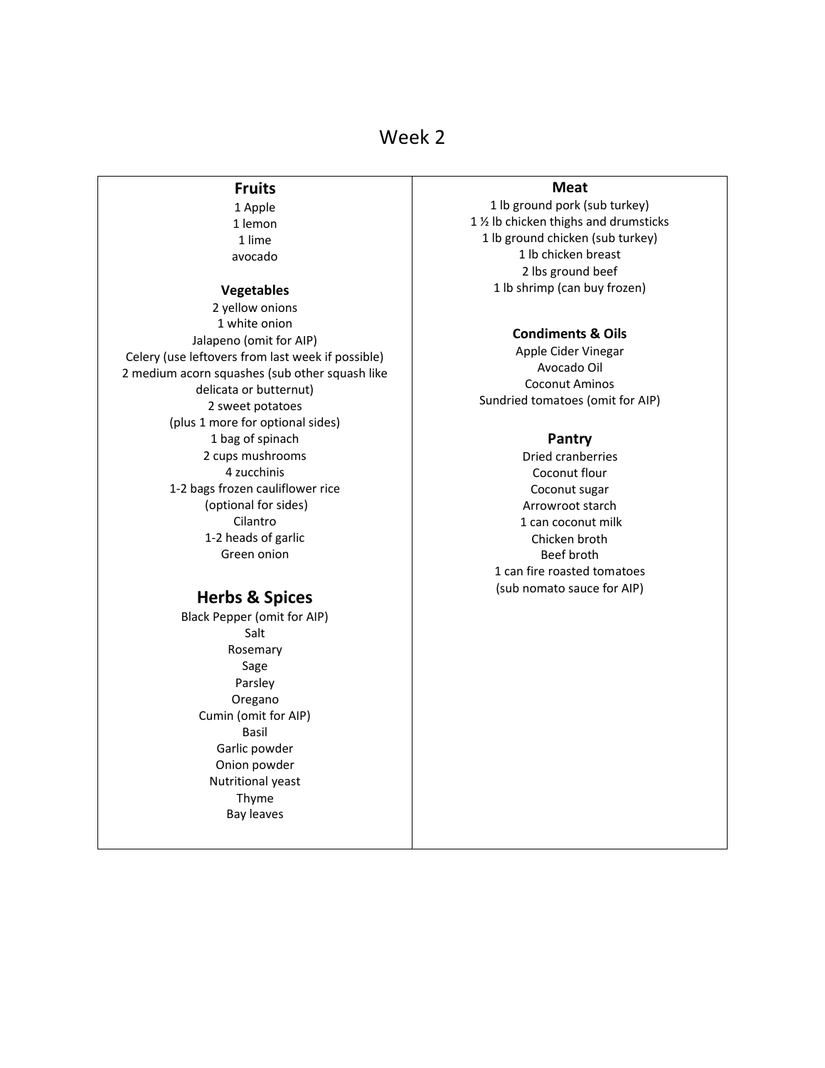# Week 2

## Fruits

1 Apple
1 lemon
1 lime
avocado

### Vegetables

2 yellow onions
1 white onion
Jalapeno (omit for AIP)
Celery (use leftovers from last week if possible)
2 medium acorn squashes (sub other squash like delicata or butternut)
2 sweet potatoes
(plus 1 more for optional sides)
1 bag of spinach
2 cups mushrooms
4 zucchinis
1-2 bags frozen cauliflower rice
(optional for sides)
Cilantro
1-2 heads of garlic
Green onion

## Herbs & Spices

Black Pepper (omit for AIP)
Salt
Rosemary
Sage
Parsley
Oregano
Cumin (omit for AIP)
Basil
Garlic powder
Onion powder
Nutritional yeast
Thyme
Bay leaves

## Meat

1 lb ground pork (sub turkey)
1 ½ lb chicken thighs and drumsticks
1 lb ground chicken (sub turkey)
1 lb chicken breast
2 lbs ground beef
1 lb shrimp (can buy frozen)

### Condiments & Oils

Apple Cider Vinegar
Avocado Oil
Coconut Aminos
Sundried tomatoes (omit for AIP)

## Pantry

Dried cranberries
Coconut flour
Coconut sugar
Arrowroot starch
1 can coconut milk
Chicken broth
Beef broth
1 can fire roasted tomatoes
(sub nomato sauce for AIP)